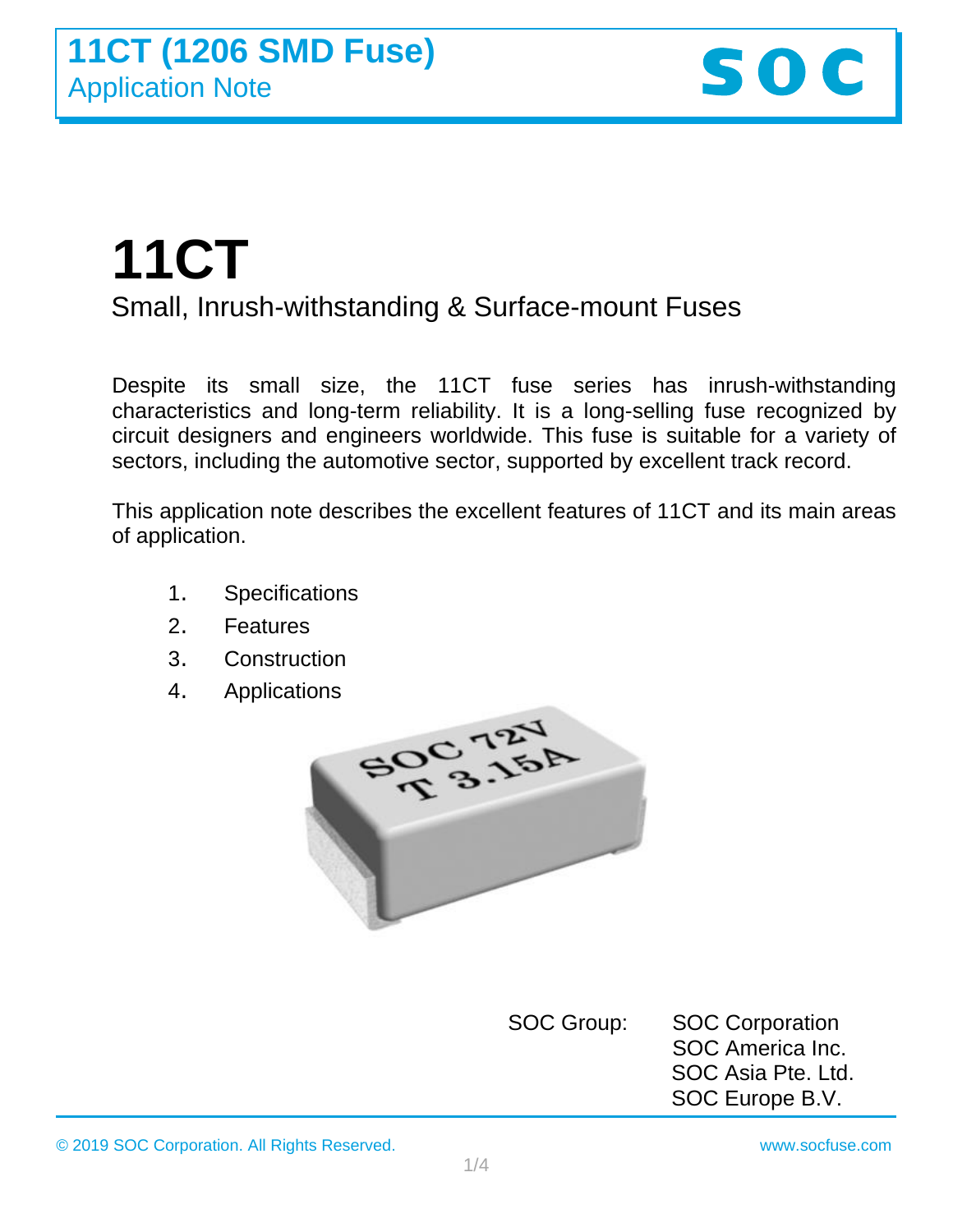# 11CT

## Small, Inrush-withstanding & Surface-mount Fuses

Despite its small size, the 11CT fuse series has inrush-withstanding characteristics and long-term reliability. It is a long-selling fuse recognized by circuit designers and engineers worldwide. This fuse is suitable for a variety of sectors, including the automotive sector, supported by excellent track record.

This application note describes the excellent features of 11CT and its main areas of application.

1. Specifications
2. Features
3. Construction
4. Applications

SOC Group: SOC Corporation
SOC America Inc.
SOC Asia Pte. Ltd.
SOC Europe B.V.

© 2019 SOC Corporation. All Rights Reserved.

www.socfuse.com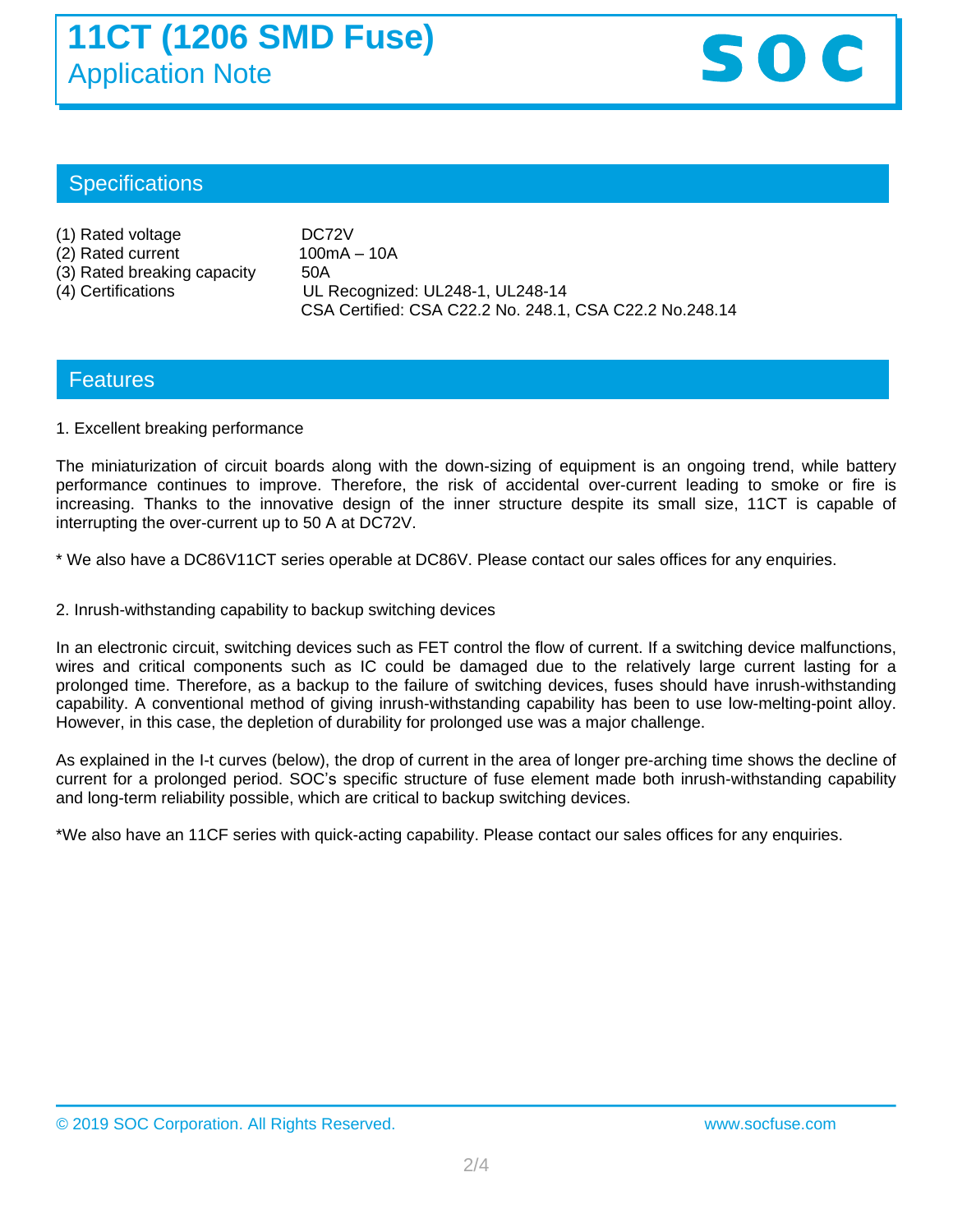# 11CT (1206 SMD Fuse)

Application Note

## Specifications

| | |
|---|---|
| (1) Rated voltage | DC72V |
| (2) Rated current | 100mA – 10A |
| (3) Rated breaking capacity | 50A |
| (4) Certifications | UL Recognized: UL248-1, UL248-14<br>CSA Certified: CSA C22.2 No. 248.1, CSA C22.2 No.248.14 |

## Features

1. Excellent breaking performance

The miniaturization of circuit boards along with the down-sizing of equipment is an ongoing trend, while battery performance continues to improve. Therefore, the risk of accidental over-current leading to smoke or fire is increasing. Thanks to the innovative design of the inner structure despite its small size, 11CT is capable of interrupting the over-current up to 50 A at DC72V.

* We also have a DC86V11CT series operable at DC86V. Please contact our sales offices for any enquiries.

2. Inrush-withstanding capability to backup switching devices

In an electronic circuit, switching devices such as FET control the flow of current. If a switching device malfunctions, wires and critical components such as IC could be damaged due to the relatively large current lasting for a prolonged time. Therefore, as a backup to the failure of switching devices, fuses should have inrush-withstanding capability. A conventional method of giving inrush-withstanding capability has been to use low-melting-point alloy. However, in this case, the depletion of durability for prolonged use was a major challenge.

As explained in the I-t curves (below), the drop of current in the area of longer pre-arching time shows the decline of current for a prolonged period. SOC's specific structure of fuse element made both inrush-withstanding capability and long-term reliability possible, which are critical to backup switching devices.

*We also have an 11CF series with quick-acting capability. Please contact our sales offices for any enquiries.

© 2019 SOC Corporation. All Rights Reserved. www.socfuse.com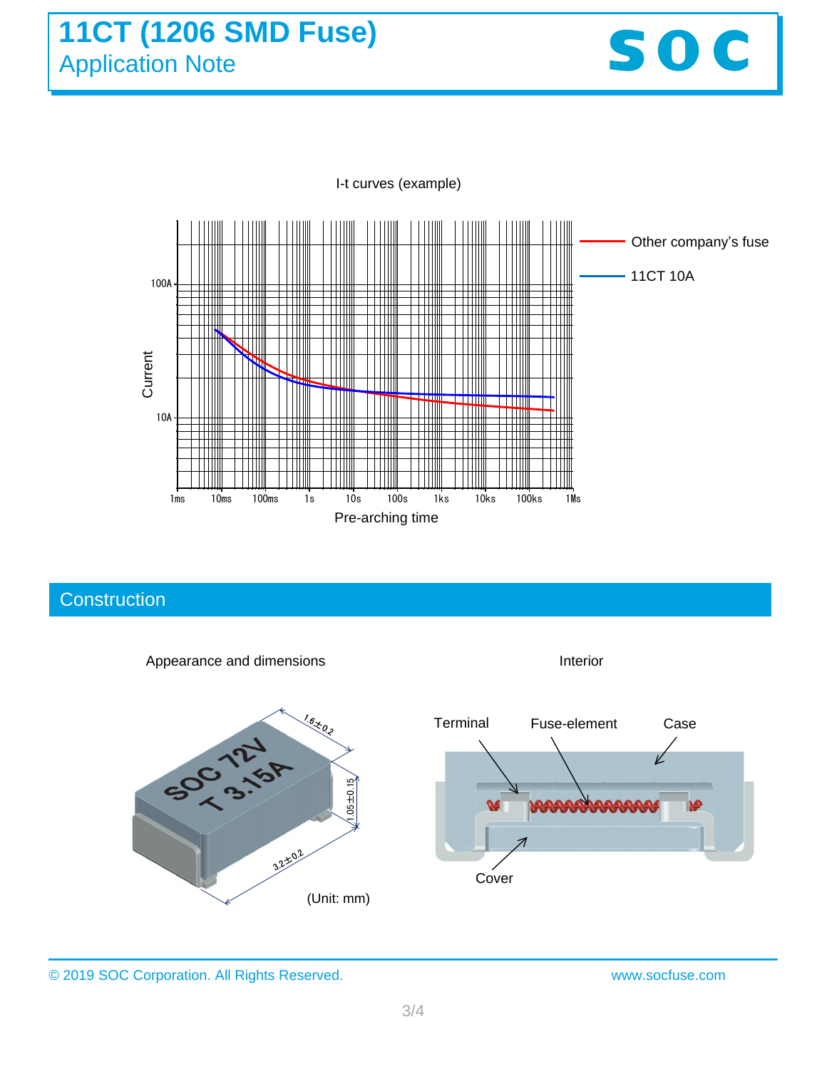I-t curves (example)

Other company's fuse

11CT 10A

100A

10A

Current

1ms 10ms 100ms 1s 10s 100s 1ks 10ks 100ks 1Ms

Pre-arching time

## Construction

Appearance and dimensions

SOC 72V
T 3.15A

1.6±0.2

1.05±0.15

3.2±0.2

(Unit: mm)

Interior

Terminal

Fuse-element

Case

Cover

© 2019 SOC Corporation. All Rights Reserved. www.socfuse.com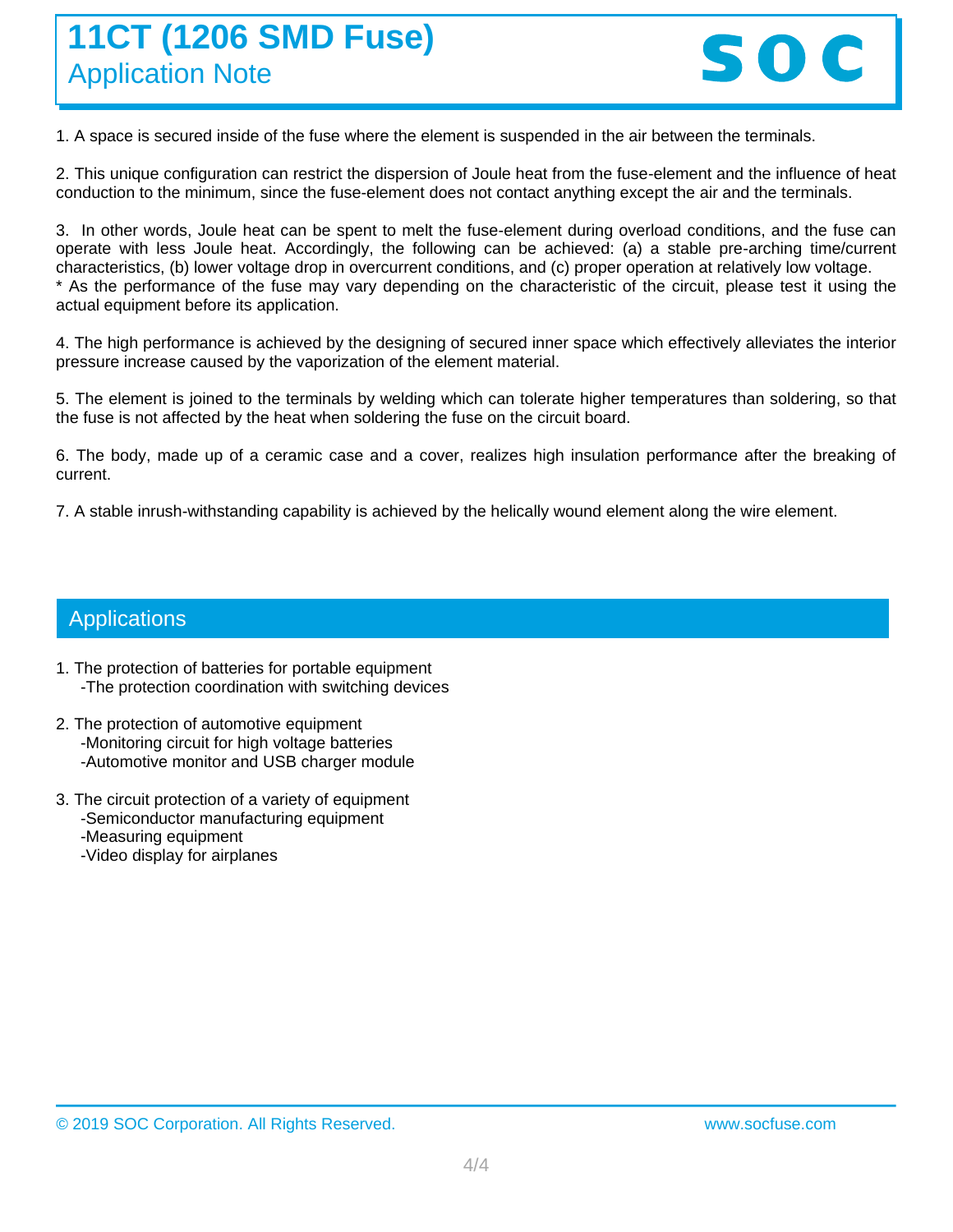# 11CT (1206 SMD Fuse)

## Application Note

1. A space is secured inside of the fuse where the element is suspended in the air between the terminals.

2. This unique configuration can restrict the dispersion of Joule heat from the fuse-element and the influence of heat conduction to the minimum, since the fuse-element does not contact anything except the air and the terminals.

3. In other words, Joule heat can be spent to melt the fuse-element during overload conditions, and the fuse can operate with less Joule heat. Accordingly, the following can be achieved: (a) a stable pre-arching time/current characteristics, (b) lower voltage drop in overcurrent conditions, and (c) proper operation at relatively low voltage.
\* As the performance of the fuse may vary depending on the characteristic of the circuit, please test it using the actual equipment before its application.

4. The high performance is achieved by the designing of secured inner space which effectively alleviates the interior pressure increase caused by the vaporization of the element material.

5. The element is joined to the terminals by welding which can tolerate higher temperatures than soldering, so that the fuse is not affected by the heat when soldering the fuse on the circuit board.

6. The body, made up of a ceramic case and a cover, realizes high insulation performance after the breaking of current.

7. A stable inrush-withstanding capability is achieved by the helically wound element along the wire element.

## Applications

1. The protection of batteries for portable equipment
   - The protection coordination with switching devices

2. The protection of automotive equipment
   - Monitoring circuit for high voltage batteries
   - Automotive monitor and USB charger module

3. The circuit protection of a variety of equipment
   - Semiconductor manufacturing equipment
   - Measuring equipment
   - Video display for airplanes

© 2019 SOC Corporation. All Rights Reserved. www.socfuse.com